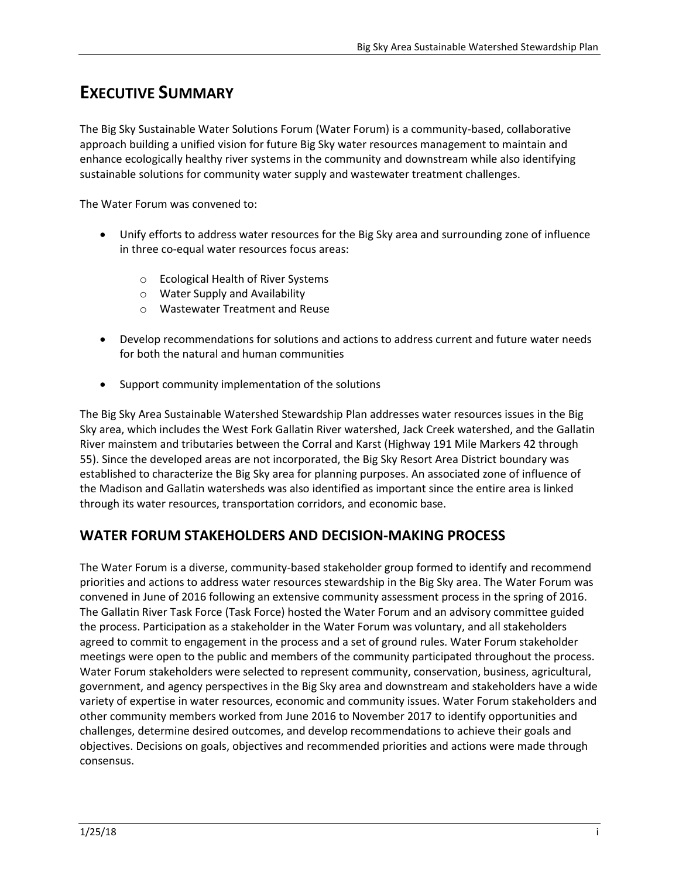# EXECUTIVE SUMMARY

The Big Sky Sustainable Water Solutions Forum (Water Forum) is a community-based, collaborative approach building a unified vision for future Big Sky water resources management to maintain and enhance ecologically healthy river systems in the community and downstream while also identifying sustainable solutions for community water supply and wastewater treatment challenges.

The Water Forum was convened to:

- Unify efforts to address water resources for the Big Sky area and surrounding zone of influence in three co-equal water resources focus areas:
  - Ecological Health of River Systems
  - Water Supply and Availability
  - Wastewater Treatment and Reuse
- Develop recommendations for solutions and actions to address current and future water needs for both the natural and human communities
- Support community implementation of the solutions

The Big Sky Area Sustainable Watershed Stewardship Plan addresses water resources issues in the Big Sky area, which includes the West Fork Gallatin River watershed, Jack Creek watershed, and the Gallatin River mainstem and tributaries between the Corral and Karst (Highway 191 Mile Markers 42 through 55). Since the developed areas are not incorporated, the Big Sky Resort Area District boundary was established to characterize the Big Sky area for planning purposes. An associated zone of influence of the Madison and Gallatin watersheds was also identified as important since the entire area is linked through its water resources, transportation corridors, and economic base.

## WATER FORUM STAKEHOLDERS AND DECISION-MAKING PROCESS

The Water Forum is a diverse, community-based stakeholder group formed to identify and recommend priorities and actions to address water resources stewardship in the Big Sky area. The Water Forum was convened in June of 2016 following an extensive community assessment process in the spring of 2016. The Gallatin River Task Force (Task Force) hosted the Water Forum and an advisory committee guided the process. Participation as a stakeholder in the Water Forum was voluntary, and all stakeholders agreed to commit to engagement in the process and a set of ground rules. Water Forum stakeholder meetings were open to the public and members of the community participated throughout the process. Water Forum stakeholders were selected to represent community, conservation, business, agricultural, government, and agency perspectives in the Big Sky area and downstream and stakeholders have a wide variety of expertise in water resources, economic and community issues. Water Forum stakeholders and other community members worked from June 2016 to November 2017 to identify opportunities and challenges, determine desired outcomes, and develop recommendations to achieve their goals and objectives. Decisions on goals, objectives and recommended priorities and actions were made through consensus.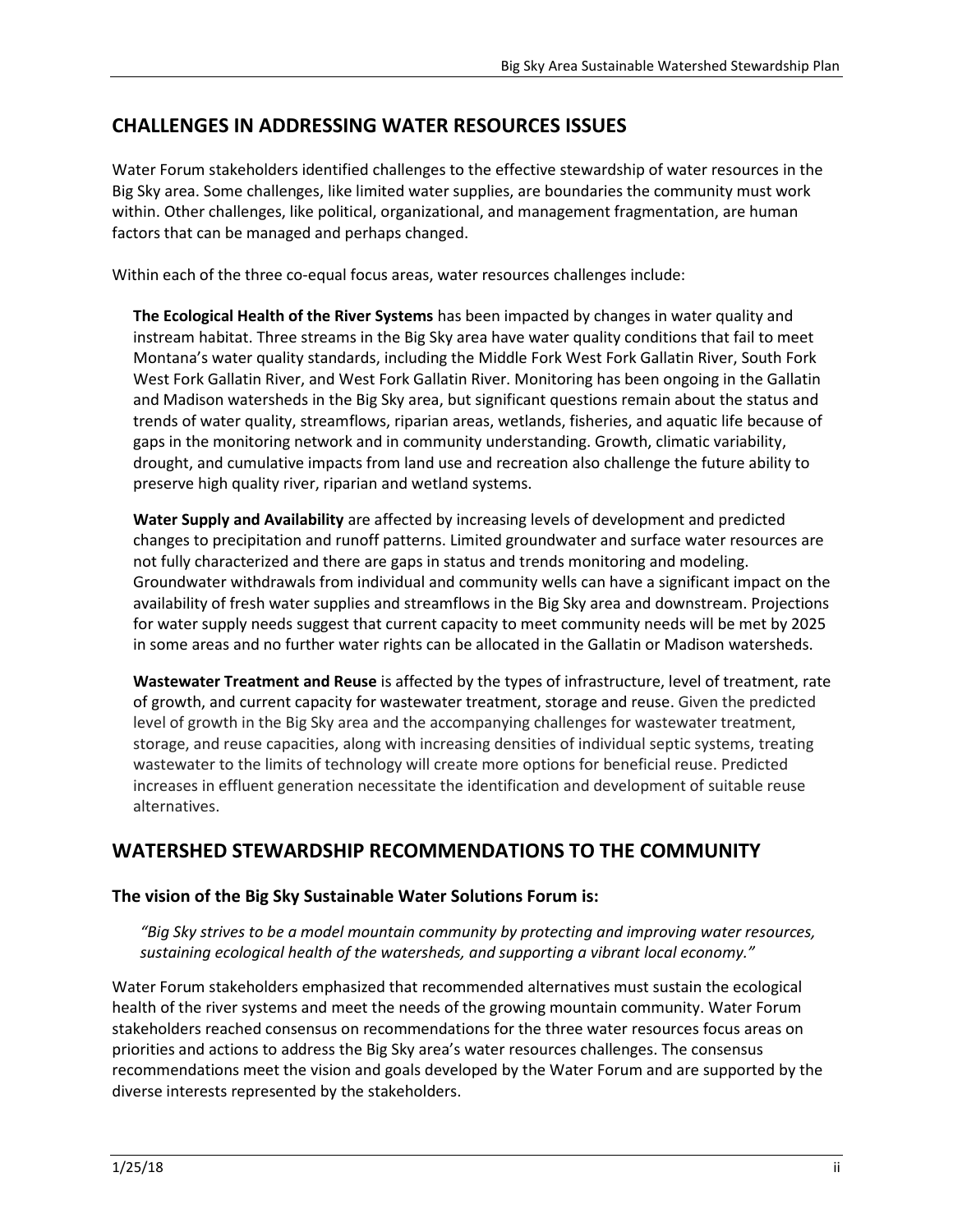## CHALLENGES IN ADDRESSING WATER RESOURCES ISSUES

Water Forum stakeholders identified challenges to the effective stewardship of water resources in the Big Sky area. Some challenges, like limited water supplies, are boundaries the community must work within. Other challenges, like political, organizational, and management fragmentation, are human factors that can be managed and perhaps changed.

Within each of the three co-equal focus areas, water resources challenges include:

**The Ecological Health of the River Systems** has been impacted by changes in water quality and instream habitat. Three streams in the Big Sky area have water quality conditions that fail to meet Montana's water quality standards, including the Middle Fork West Fork Gallatin River, South Fork West Fork Gallatin River, and West Fork Gallatin River. Monitoring has been ongoing in the Gallatin and Madison watersheds in the Big Sky area, but significant questions remain about the status and trends of water quality, streamflows, riparian areas, wetlands, fisheries, and aquatic life because of gaps in the monitoring network and in community understanding. Growth, climatic variability, drought, and cumulative impacts from land use and recreation also challenge the future ability to preserve high quality river, riparian and wetland systems.

**Water Supply and Availability** are affected by increasing levels of development and predicted changes to precipitation and runoff patterns. Limited groundwater and surface water resources are not fully characterized and there are gaps in status and trends monitoring and modeling. Groundwater withdrawals from individual and community wells can have a significant impact on the availability of fresh water supplies and streamflows in the Big Sky area and downstream. Projections for water supply needs suggest that current capacity to meet community needs will be met by 2025 in some areas and no further water rights can be allocated in the Gallatin or Madison watersheds.

**Wastewater Treatment and Reuse** is affected by the types of infrastructure, level of treatment, rate of growth, and current capacity for wastewater treatment, storage and reuse. Given the predicted level of growth in the Big Sky area and the accompanying challenges for wastewater treatment, storage, and reuse capacities, along with increasing densities of individual septic systems, treating wastewater to the limits of technology will create more options for beneficial reuse. Predicted increases in effluent generation necessitate the identification and development of suitable reuse alternatives.

## WATERSHED STEWARDSHIP RECOMMENDATIONS TO THE COMMUNITY

### The vision of the Big Sky Sustainable Water Solutions Forum is:

*"Big Sky strives to be a model mountain community by protecting and improving water resources, sustaining ecological health of the watersheds, and supporting a vibrant local economy."*

Water Forum stakeholders emphasized that recommended alternatives must sustain the ecological health of the river systems and meet the needs of the growing mountain community. Water Forum stakeholders reached consensus on recommendations for the three water resources focus areas on priorities and actions to address the Big Sky area's water resources challenges. The consensus recommendations meet the vision and goals developed by the Water Forum and are supported by the diverse interests represented by the stakeholders.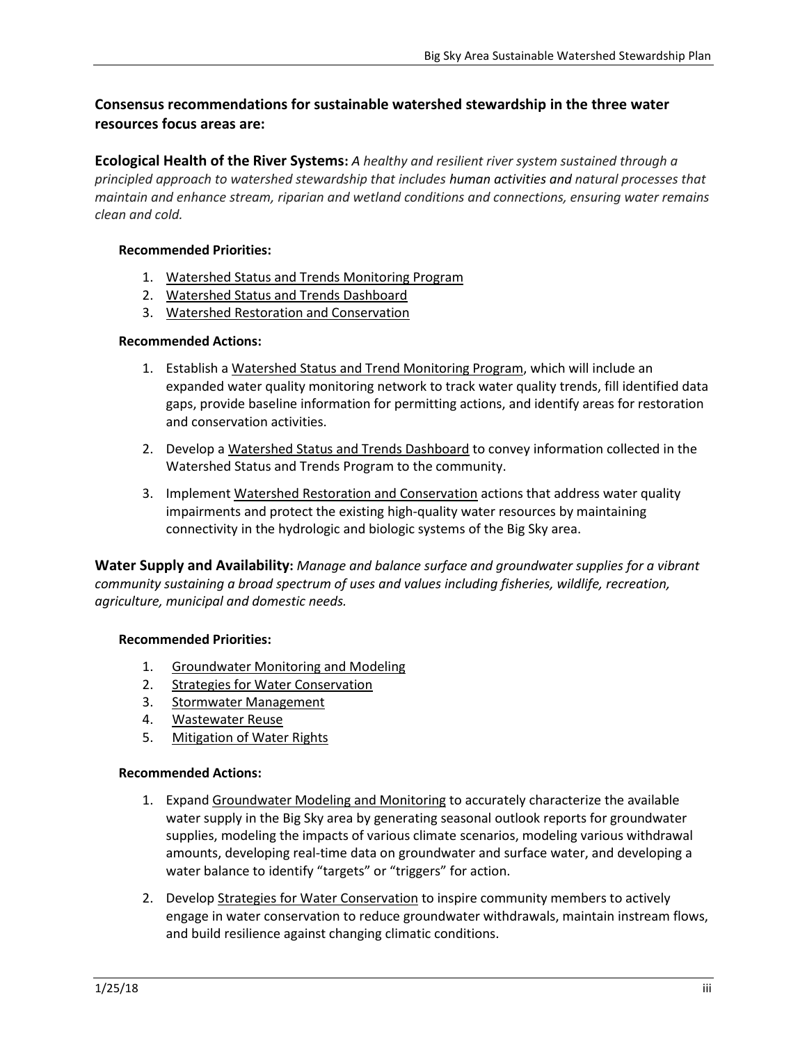### Consensus recommendations for sustainable watershed stewardship in the three water resources focus areas are:

**Ecological Health of the River Systems:** *A healthy and resilient river system sustained through a principled approach to watershed stewardship that includes human activities and natural processes that maintain and enhance stream, riparian and wetland conditions and connections, ensuring water remains clean and cold.*

**Recommended Priorities:**

1. Watershed Status and Trends Monitoring Program
2. Watershed Status and Trends Dashboard
3. Watershed Restoration and Conservation

**Recommended Actions:**

1. Establish a Watershed Status and Trend Monitoring Program, which will include an expanded water quality monitoring network to track water quality trends, fill identified data gaps, provide baseline information for permitting actions, and identify areas for restoration and conservation activities.

2. Develop a Watershed Status and Trends Dashboard to convey information collected in the Watershed Status and Trends Program to the community.

3. Implement Watershed Restoration and Conservation actions that address water quality impairments and protect the existing high-quality water resources by maintaining connectivity in the hydrologic and biologic systems of the Big Sky area.

**Water Supply and Availability:** *Manage and balance surface and groundwater supplies for a vibrant community sustaining a broad spectrum of uses and values including fisheries, wildlife, recreation, agriculture, municipal and domestic needs.*

**Recommended Priorities:**

1. Groundwater Monitoring and Modeling
2. Strategies for Water Conservation
3. Stormwater Management
4. Wastewater Reuse
5. Mitigation of Water Rights

**Recommended Actions:**

1. Expand Groundwater Modeling and Monitoring to accurately characterize the available water supply in the Big Sky area by generating seasonal outlook reports for groundwater supplies, modeling the impacts of various climate scenarios, modeling various withdrawal amounts, developing real-time data on groundwater and surface water, and developing a water balance to identify "targets" or "triggers" for action.

2. Develop Strategies for Water Conservation to inspire community members to actively engage in water conservation to reduce groundwater withdrawals, maintain instream flows, and build resilience against changing climatic conditions.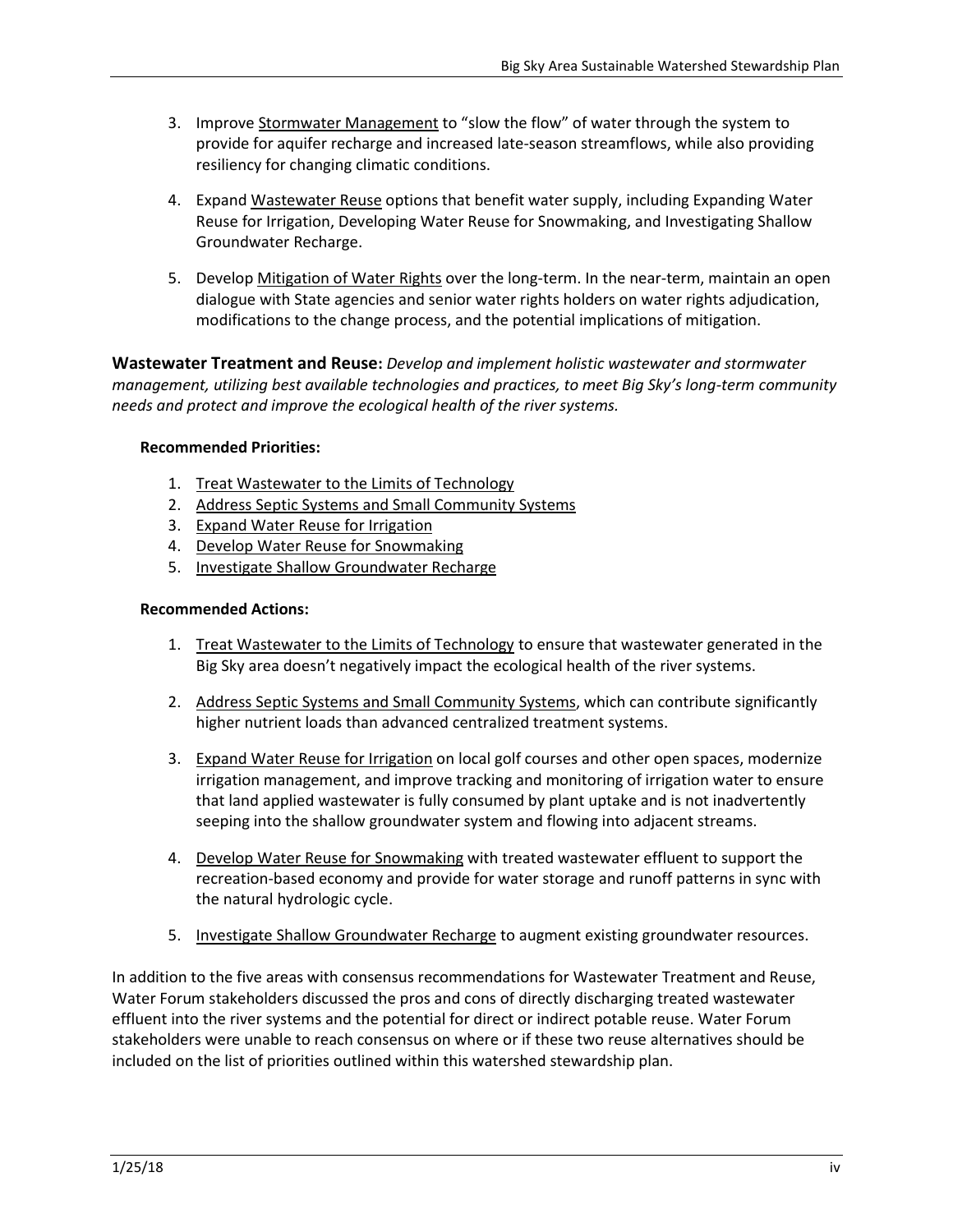3. Improve Stormwater Management to "slow the flow" of water through the system to provide for aquifer recharge and increased late-season streamflows, while also providing resiliency for changing climatic conditions.

4. Expand Wastewater Reuse options that benefit water supply, including Expanding Water Reuse for Irrigation, Developing Water Reuse for Snowmaking, and Investigating Shallow Groundwater Recharge.

5. Develop Mitigation of Water Rights over the long-term. In the near-term, maintain an open dialogue with State agencies and senior water rights holders on water rights adjudication, modifications to the change process, and the potential implications of mitigation.

**Wastewater Treatment and Reuse:** *Develop and implement holistic wastewater and stormwater management, utilizing best available technologies and practices, to meet Big Sky's long-term community needs and protect and improve the ecological health of the river systems.*

**Recommended Priorities:**

1. Treat Wastewater to the Limits of Technology
2. Address Septic Systems and Small Community Systems
3. Expand Water Reuse for Irrigation
4. Develop Water Reuse for Snowmaking
5. Investigate Shallow Groundwater Recharge

**Recommended Actions:**

1. Treat Wastewater to the Limits of Technology to ensure that wastewater generated in the Big Sky area doesn't negatively impact the ecological health of the river systems.

2. Address Septic Systems and Small Community Systems, which can contribute significantly higher nutrient loads than advanced centralized treatment systems.

3. Expand Water Reuse for Irrigation on local golf courses and other open spaces, modernize irrigation management, and improve tracking and monitoring of irrigation water to ensure that land applied wastewater is fully consumed by plant uptake and is not inadvertently seeping into the shallow groundwater system and flowing into adjacent streams.

4. Develop Water Reuse for Snowmaking with treated wastewater effluent to support the recreation-based economy and provide for water storage and runoff patterns in sync with the natural hydrologic cycle.

5. Investigate Shallow Groundwater Recharge to augment existing groundwater resources.

In addition to the five areas with consensus recommendations for Wastewater Treatment and Reuse, Water Forum stakeholders discussed the pros and cons of directly discharging treated wastewater effluent into the river systems and the potential for direct or indirect potable reuse. Water Forum stakeholders were unable to reach consensus on where or if these two reuse alternatives should be included on the list of priorities outlined within this watershed stewardship plan.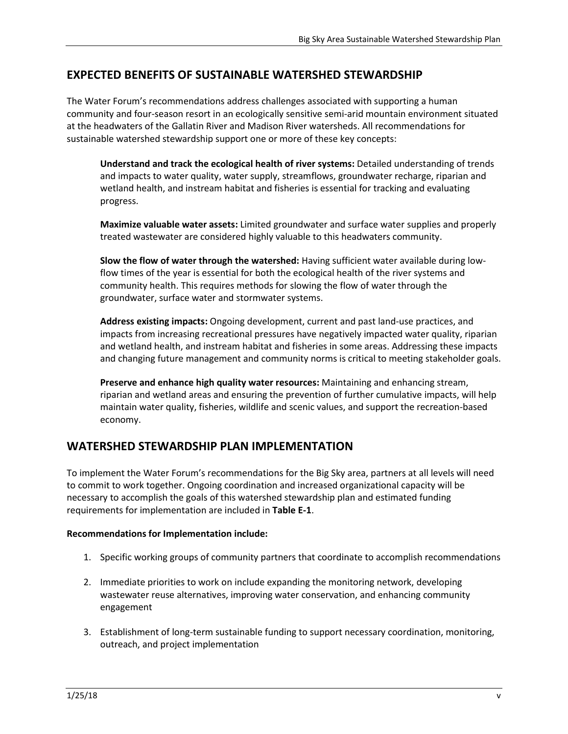## EXPECTED BENEFITS OF SUSTAINABLE WATERSHED STEWARDSHIP

The Water Forum's recommendations address challenges associated with supporting a human community and four-season resort in an ecologically sensitive semi-arid mountain environment situated at the headwaters of the Gallatin River and Madison River watersheds. All recommendations for sustainable watershed stewardship support one or more of these key concepts:

**Understand and track the ecological health of river systems:** Detailed understanding of trends and impacts to water quality, water supply, streamflows, groundwater recharge, riparian and wetland health, and instream habitat and fisheries is essential for tracking and evaluating progress.

**Maximize valuable water assets:** Limited groundwater and surface water supplies and properly treated wastewater are considered highly valuable to this headwaters community.

**Slow the flow of water through the watershed:** Having sufficient water available during low-flow times of the year is essential for both the ecological health of the river systems and community health. This requires methods for slowing the flow of water through the groundwater, surface water and stormwater systems.

**Address existing impacts:** Ongoing development, current and past land-use practices, and impacts from increasing recreational pressures have negatively impacted water quality, riparian and wetland health, and instream habitat and fisheries in some areas. Addressing these impacts and changing future management and community norms is critical to meeting stakeholder goals.

**Preserve and enhance high quality water resources:** Maintaining and enhancing stream, riparian and wetland areas and ensuring the prevention of further cumulative impacts, will help maintain water quality, fisheries, wildlife and scenic values, and support the recreation-based economy.

## WATERSHED STEWARDSHIP PLAN IMPLEMENTATION

To implement the Water Forum's recommendations for the Big Sky area, partners at all levels will need to commit to work together. Ongoing coordination and increased organizational capacity will be necessary to accomplish the goals of this watershed stewardship plan and estimated funding requirements for implementation are included in **Table E-1**.

**Recommendations for Implementation include:**

1. Specific working groups of community partners that coordinate to accomplish recommendations
2. Immediate priorities to work on include expanding the monitoring network, developing wastewater reuse alternatives, improving water conservation, and enhancing community engagement
3. Establishment of long-term sustainable funding to support necessary coordination, monitoring, outreach, and project implementation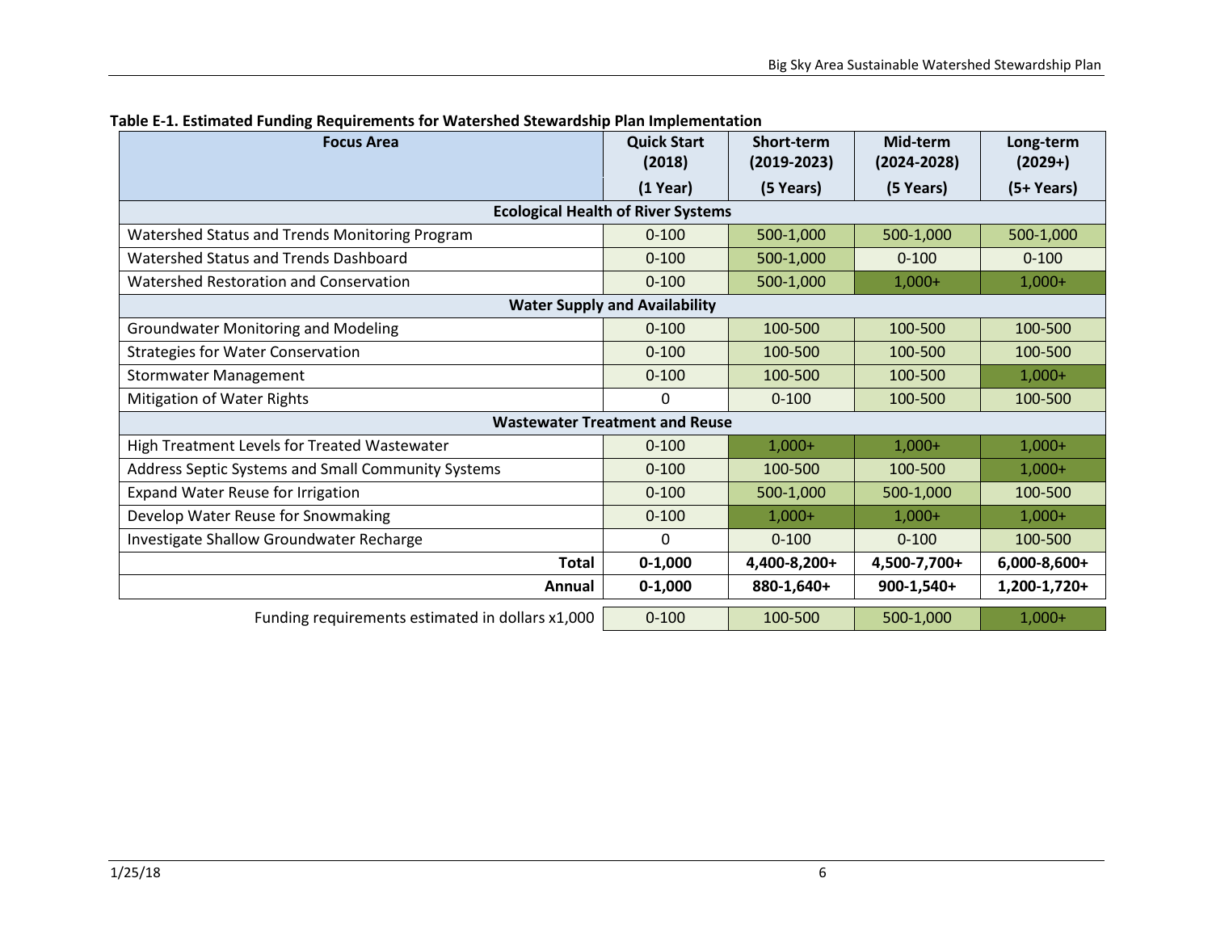**Table E-1. Estimated Funding Requirements for Watershed Stewardship Plan Implementation**

| Focus Area | Quick Start (2018) (1 Year) | Short-term (2019-2023) (5 Years) | Mid-term (2024-2028) (5 Years) | Long-term (2029+) (5+ Years) |
|---|---|---|---|---|
| **Ecological Health of River Systems** | | | | |
| Watershed Status and Trends Monitoring Program | 0-100 | 500-1,000 | 500-1,000 | 500-1,000 |
| Watershed Status and Trends Dashboard | 0-100 | 500-1,000 | 0-100 | 0-100 |
| Watershed Restoration and Conservation | 0-100 | 500-1,000 | 1,000+ | 1,000+ |
| **Water Supply and Availability** | | | | |
| Groundwater Monitoring and Modeling | 0-100 | 100-500 | 100-500 | 100-500 |
| Strategies for Water Conservation | 0-100 | 100-500 | 100-500 | 100-500 |
| Stormwater Management | 0-100 | 100-500 | 100-500 | 1,000+ |
| Mitigation of Water Rights | 0 | 0-100 | 100-500 | 100-500 |
| **Wastewater Treatment and Reuse** | | | | |
| High Treatment Levels for Treated Wastewater | 0-100 | 1,000+ | 1,000+ | 1,000+ |
| Address Septic Systems and Small Community Systems | 0-100 | 100-500 | 100-500 | 1,000+ |
| Expand Water Reuse for Irrigation | 0-100 | 500-1,000 | 500-1,000 | 100-500 |
| Develop Water Reuse for Snowmaking | 0-100 | 1,000+ | 1,000+ | 1,000+ |
| Investigate Shallow Groundwater Recharge | 0 | 0-100 | 0-100 | 100-500 |
| **Total** | **0-1,000** | **4,400-8,200+** | **4,500-7,700+** | **6,000-8,600+** |
| **Annual** | **0-1,000** | **880-1,640+** | **900-1,540+** | **1,200-1,720+** |

| Funding requirements estimated in dollars x1,000 | 0-100 | 100-500 | 500-1,000 | 1,000+ |
|---|---|---|---|---|